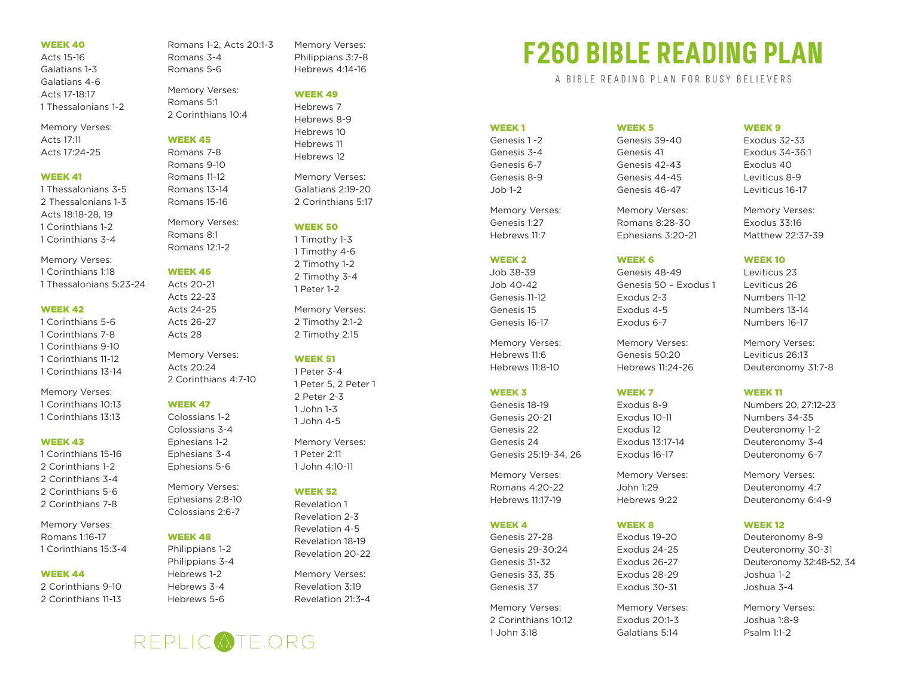# F260 BIBLE READING PLAN

A BIBLE READING PLAN FOR BUSY BELIEVERS

### WEEK 1
Genesis 1 -2
Genesis 3-4
Genesis 6-7
Genesis 8-9
Job 1-2

Memory Verses:
Genesis 1:27
Hebrews 11:7

### WEEK 2
Job 38-39
Job 40-42
Genesis 11-12
Genesis 15
Genesis 16-17

Memory Verses:
Hebrews 11:6
Hebrews 11:8-10

### WEEK 3
Genesis 18-19
Genesis 20-21
Genesis 22
Genesis 24
Genesis 25:19-34, 26

Memory Verses:
Romans 4:20-22
Hebrews 11:17-19

### WEEK 4
Genesis 27-28
Genesis 29-30:24
Genesis 31-32
Genesis 33, 35
Genesis 37

Memory Verses:
2 Corinthians 10:12
1 John 3:18

### WEEK 5
Genesis 39-40
Genesis 41
Genesis 42-43
Genesis 44-45
Genesis 46-47

Memory Verses:
Romans 8:28-30
Ephesians 3:20-21

### WEEK 6
Genesis 48-49
Genesis 50 – Exodus 1
Exodus 2-3
Exodus 4-5
Exodus 6-7

Memory Verses:
Genesis 50:20
Hebrews 11:24-26

### WEEK 7
Exodus 8-9
Exodus 10-11
Exodus 12
Exodus 13:17-14
Exodus 16-17

Memory Verses:
John 1:29
Hebrews 9:22

### WEEK 8
Exodus 19-20
Exodus 24-25
Exodus 26-27
Exodus 28-29
Exodus 30-31

Memory Verses:
Exodus 20:1-3
Galatians 5:14

### WEEK 9
Exodus 32-33
Exodus 34-36:1
Exodus 40
Leviticus 8-9
Leviticus 16-17

Memory Verses:
Exodus 33:16
Matthew 22:37-39

### WEEK 10
Leviticus 23
Leviticus 26
Numbers 11-12
Numbers 13-14
Numbers 16-17

Memory Verses:
Leviticus 26:13
Deuteronomy 31:7-8

### WEEK 11
Numbers 20, 27:12-23
Numbers 34-35
Deuteronomy 1-2
Deuteronomy 3-4
Deuteronomy 6-7

Memory Verses:
Deuteronomy 4:7
Deuteronomy 6:4-9

### WEEK 12
Deuteronomy 8-9
Deuteronomy 30-31
Deuteronomy 32:48-52, 34
Joshua 1-2
Joshua 3-4

Memory Verses:
Joshua 1:8-9
Psalm 1:1-2

### WEEK 40
Acts 15-16
Galatians 1-3
Galatians 4-6
Acts 17-18:17
1 Thessalonians 1-2

Memory Verses:
Acts 17:11
Acts 17:24-25

### WEEK 41
1 Thessalonians 3-5
2 Thessalonians 1-3
Acts 18:18-28, 19
1 Corinthians 1-2
1 Corinthians 3-4

Memory Verses:
1 Corinthians 1:18
1 Thessalonians 5:23-24

### WEEK 42
1 Corinthians 5-6
1 Corinthians 7-8
1 Corinthians 9-10
1 Corinthians 11-12
1 Corinthians 13-14

Memory Verses:
1 Corinthians 10:13
1 Corinthians 13:13

### WEEK 43
1 Corinthians 15-16
2 Corinthians 1-2
2 Corinthians 3-4
2 Corinthians 5-6
2 Corinthians 7-8

Memory Verses:
Romans 1:16-17
1 Corinthians 15:3-4

### WEEK 44
2 Corinthians 9-10
2 Corinthians 11-13
Romans 1-2, Acts 20:1-3
Romans 3-4
Romans 5-6

Memory Verses:
Romans 5:1
2 Corinthians 10:4

### WEEK 45
Romans 7-8
Romans 9-10
Romans 11-12
Romans 13-14
Romans 15-16

Memory Verses:
Romans 8:1
Romans 12:1-2

### WEEK 46
Acts 20-21
Acts 22-23
Acts 24-25
Acts 26-27
Acts 28

Memory Verses:
Acts 20:24
2 Corinthians 4:7-10

### WEEK 47
Colossians 1-2
Colossians 3-4
Ephesians 1-2
Ephesians 3-4
Ephesians 5-6

Memory Verses:
Ephesians 2:8-10
Colossians 2:6-7

### WEEK 48
Philippians 1-2
Philippians 3-4
Hebrews 1-2
Hebrews 3-4
Hebrews 5-6

Memory Verses:
Philippians 3:7-8
Hebrews 4:14-16

### WEEK 49
Hebrews 7
Hebrews 8-9
Hebrews 10
Hebrews 11
Hebrews 12

Memory Verses:
Galatians 2:19-20
2 Corinthians 5:17

### WEEK 50
1 Timothy 1-3
1 Timothy 4-6
2 Timothy 1-2
2 Timothy 3-4
1 Peter 1-2

Memory Verses:
2 Timothy 2:1-2
2 Timothy 2:15

### WEEK 51
1 Peter 3-4
1 Peter 5, 2 Peter 1
2 Peter 2-3
1 John 1-3
1 John 4-5

Memory Verses:
1 Peter 2:11
1 John 4:10-11

### WEEK 52
Revelation 1
Revelation 2-3
Revelation 4-5
Revelation 18-19
Revelation 20-22

Memory Verses:
Revelation 3:19
Revelation 21:3-4

REPLICATE.ORG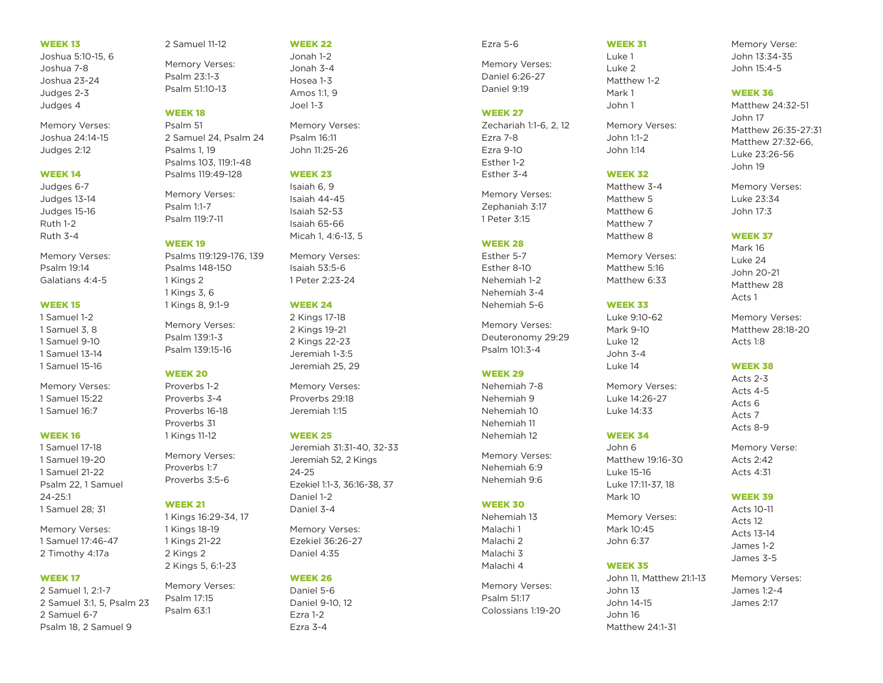### WEEK 13

Joshua 5:10-15, 6
Joshua 7-8
Joshua 23-24
Judges 2-3
Judges 4

Memory Verses:
Joshua 24:14-15
Judges 2:12

### WEEK 14

Judges 6-7
Judges 13-14
Judges 15-16
Ruth 1-2
Ruth 3-4

Memory Verses:
Psalm 19:14
Galatians 4:4-5

### WEEK 15

1 Samuel 1-2
1 Samuel 3, 8
1 Samuel 9-10
1 Samuel 13-14
1 Samuel 15-16

Memory Verses:
1 Samuel 15:22
1 Samuel 16:7

### WEEK 16

1 Samuel 17-18
1 Samuel 19-20
1 Samuel 21-22
Psalm 22, 1 Samuel 24-25:1
1 Samuel 28; 31

Memory Verses:
1 Samuel 17:46-47
2 Timothy 4:17a

### WEEK 17

2 Samuel 1, 2:1-7
2 Samuel 3:1, 5, Psalm 23
2 Samuel 6-7
Psalm 18, 2 Samuel 9
2 Samuel 11-12

Memory Verses:
Psalm 23:1-3
Psalm 51:10-13

### WEEK 18

Psalm 51
2 Samuel 24, Psalm 24
Psalms 1, 19
Psalms 103, 119:1-48
Psalms 119:49-128

Memory Verses:
Psalm 1:1-7
Psalm 119:7-11

### WEEK 19

Psalms 119:129-176, 139
Psalms 148-150
1 Kings 2
1 Kings 3, 6
1 Kings 8, 9:1-9

Memory Verses:
Psalm 139:1-3
Psalm 139:15-16

### WEEK 20

Proverbs 1-2
Proverbs 3-4
Proverbs 16-18
Proverbs 31
1 Kings 11-12

Memory Verses:
Proverbs 1:7
Proverbs 3:5-6

### WEEK 21

1 Kings 16:29-34, 17
1 Kings 18-19
1 Kings 21-22
2 Kings 2
2 Kings 5, 6:1-23

Memory Verses:
Psalm 17:15
Psalm 63:1

### WEEK 22

Jonah 1-2
Jonah 3-4
Hosea 1-3
Amos 1:1, 9
Joel 1-3

Memory Verses:
Psalm 16:11
John 11:25-26

### WEEK 23

Isaiah 6, 9
Isaiah 44-45
Isaiah 52-53
Isaiah 65-66
Micah 1, 4:6-13, 5

Memory Verses:
Isaiah 53:5-6
1 Peter 2:23-24

### WEEK 24

2 Kings 17-18
2 Kings 19-21
2 Kings 22-23
Jeremiah 1-3:5
Jeremiah 25, 29

Memory Verses:
Proverbs 29:18
Jeremiah 1:15

### WEEK 25

Jeremiah 31:31-40, 32-33
Jeremiah 52, 2 Kings 24-25
Ezekiel 1:1-3, 36:16-38, 37
Daniel 1-2
Daniel 3-4

Memory Verses:
Ezekiel 36:26-27
Daniel 4:35

### WEEK 26

Daniel 5-6
Daniel 9-10, 12
Ezra 1-2
Ezra 3-4
Ezra 5-6

Memory Verses:
Daniel 6:26-27
Daniel 9:19

### WEEK 27

Zechariah 1:1-6, 2, 12
Ezra 7-8
Ezra 9-10
Esther 1-2
Esther 3-4

Memory Verses:
Zephaniah 3:17
1 Peter 3:15

### WEEK 28

Esther 5-7
Esther 8-10
Nehemiah 1-2
Nehemiah 3-4
Nehemiah 5-6

Memory Verses:
Deuteronomy 29:29
Psalm 101:3-4

### WEEK 29

Nehemiah 7-8
Nehemiah 9
Nehemiah 10
Nehemiah 11
Nehemiah 12

Memory Verses:
Nehemiah 6:9
Nehemiah 9:6

### WEEK 30

Nehemiah 13
Malachi 1
Malachi 2
Malachi 3
Malachi 4

Memory Verses:
Psalm 51:17
Colossians 1:19-20

### WEEK 31

Luke 1
Luke 2
Matthew 1-2
Mark 1
John 1

Memory Verses:
John 1:1-2
John 1:14

### WEEK 32

Matthew 3-4
Matthew 5
Matthew 6
Matthew 7
Matthew 8

Memory Verses:
Matthew 5:16
Matthew 6:33

### WEEK 33

Luke 9:10-62
Mark 9-10
Luke 12
John 3-4
Luke 14

Memory Verses:
Luke 14:26-27
Luke 14:33

### WEEK 34

John 6
Matthew 19:16-30
Luke 15-16
Luke 17:11-37, 18
Mark 10

Memory Verses:
Mark 10:45
John 6:37

### WEEK 35

John 11, Matthew 21:1-13
John 13
John 14-15
John 16
Matthew 24:1-31

Memory Verse:
John 13:34-35
John 15:4-5

### WEEK 36

Matthew 24:32-51
John 17
Matthew 26:35-27:31
Matthew 27:32-66, Luke 23:26-56
John 19

Memory Verses:
Luke 23:34
John 17:3

### WEEK 37

Mark 16
Luke 24
John 20-21
Matthew 28
Acts 1

Memory Verses:
Matthew 28:18-20
Acts 1:8

### WEEK 38

Acts 2-3
Acts 4-5
Acts 6
Acts 7
Acts 8-9

Memory Verse:
Acts 2:42
Acts 4:31

### WEEK 39

Acts 10-11
Acts 12
Acts 13-14
James 1-2
James 3-5

Memory Verses:
James 1:2-4
James 2:17